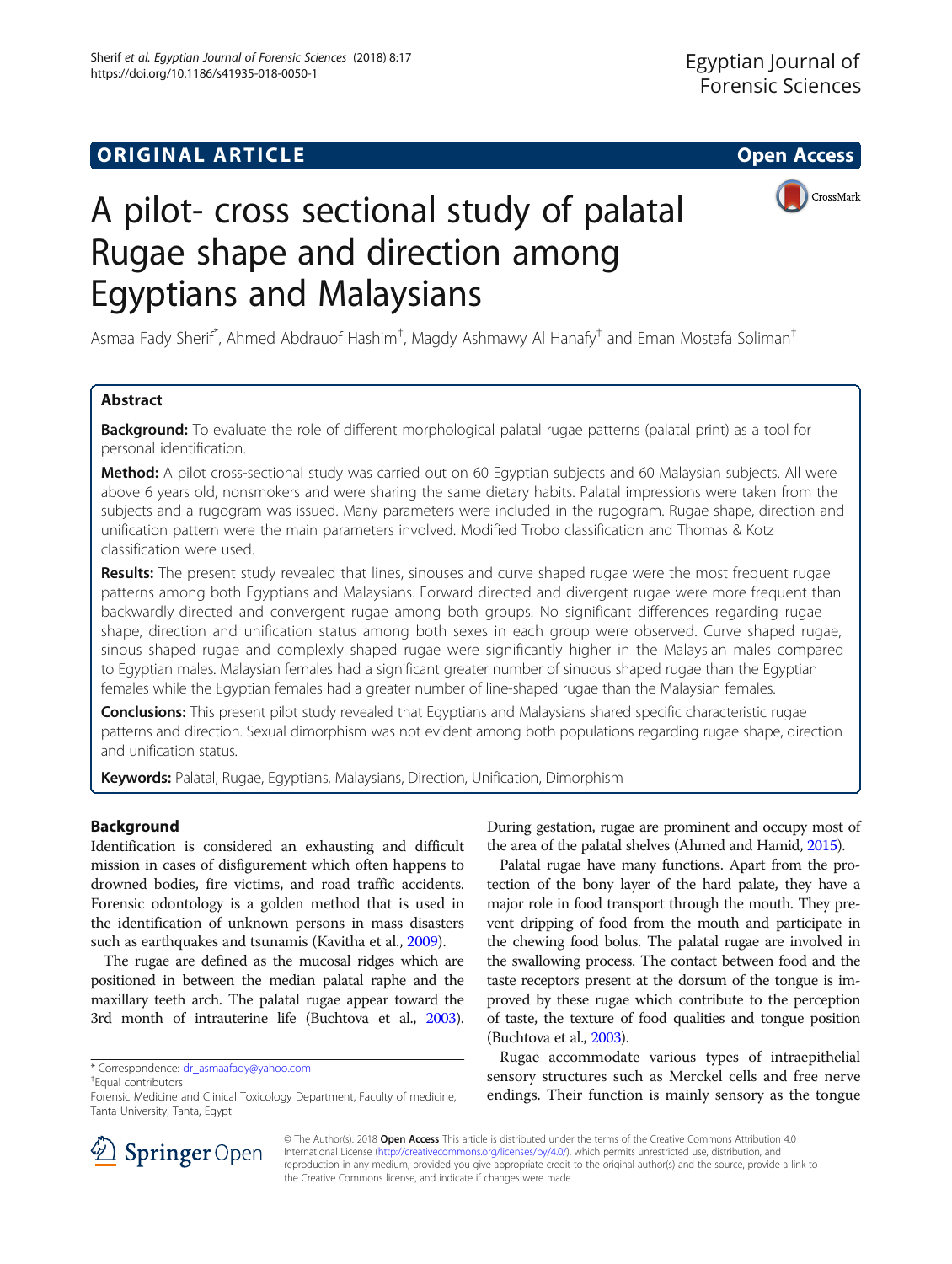ORIGINAL ARTICLE

Open Access

# A pilot- cross sectional study of palatal Rugae shape and direction among Egyptians and Malaysians

Asmaa Fady Sherif*, Ahmed Abdrauof Hashim†, Magdy Ashmawy Al Hanafy† and Eman Mostafa Soliman†

## Abstract

**Background:** To evaluate the role of different morphological palatal rugae patterns (palatal print) as a tool for personal identification.

**Method:** A pilot cross-sectional study was carried out on 60 Egyptian subjects and 60 Malaysian subjects. All were above 6 years old, nonsmokers and were sharing the same dietary habits. Palatal impressions were taken from the subjects and a rugogram was issued. Many parameters were included in the rugogram. Rugae shape, direction and unification pattern were the main parameters involved. Modified Trobo classification and Thomas & Kotz classification were used.

**Results:** The present study revealed that lines, sinouses and curve shaped rugae were the most frequent rugae patterns among both Egyptians and Malaysians. Forward directed and divergent rugae were more frequent than backwardly directed and convergent rugae among both groups. No significant differences regarding rugae shape, direction and unification status among both sexes in each group were observed. Curve shaped rugae, sinous shaped rugae and complexly shaped rugae were significantly higher in the Malaysian males compared to Egyptian males. Malaysian females had a significant greater number of sinuous shaped rugae than the Egyptian females while the Egyptian females had a greater number of line-shaped rugae than the Malaysian females.

**Conclusions:** This present pilot study revealed that Egyptians and Malaysians shared specific characteristic rugae patterns and direction. Sexual dimorphism was not evident among both populations regarding rugae shape, direction and unification status.

**Keywords:** Palatal, Rugae, Egyptians, Malaysians, Direction, Unification, Dimorphism

## Background

Identification is considered an exhausting and difficult mission in cases of disfigurement which often happens to drowned bodies, fire victims, and road traffic accidents. Forensic odontology is a golden method that is used in the identification of unknown persons in mass disasters such as earthquakes and tsunamis (Kavitha et al., 2009).

The rugae are defined as the mucosal ridges which are positioned in between the median palatal raphe and the maxillary teeth arch. The palatal rugae appear toward the 3rd month of intrauterine life (Buchtova et al., 2003). During gestation, rugae are prominent and occupy most of the area of the palatal shelves (Ahmed and Hamid, 2015).

Palatal rugae have many functions. Apart from the protection of the bony layer of the hard palate, they have a major role in food transport through the mouth. They prevent dripping of food from the mouth and participate in the chewing food bolus. The palatal rugae are involved in the swallowing process. The contact between food and the taste receptors present at the dorsum of the tongue is improved by these rugae which contribute to the perception of taste, the texture of food qualities and tongue position (Buchtova et al., 2003).

Rugae accommodate various types of intraepithelial sensory structures such as Merckel cells and free nerve endings. Their function is mainly sensory as the tongue

* Correspondence: dr_asmaafady@yahoo.com
†Equal contributors
Forensic Medicine and Clinical Toxicology Department, Faculty of medicine, Tanta University, Tanta, Egypt

© The Author(s). 2018 **Open Access** This article is distributed under the terms of the Creative Commons Attribution 4.0 International License (http://creativecommons.org/licenses/by/4.0/), which permits unrestricted use, distribution, and reproduction in any medium, provided you give appropriate credit to the original author(s) and the source, provide a link to the Creative Commons license, and indicate if changes were made.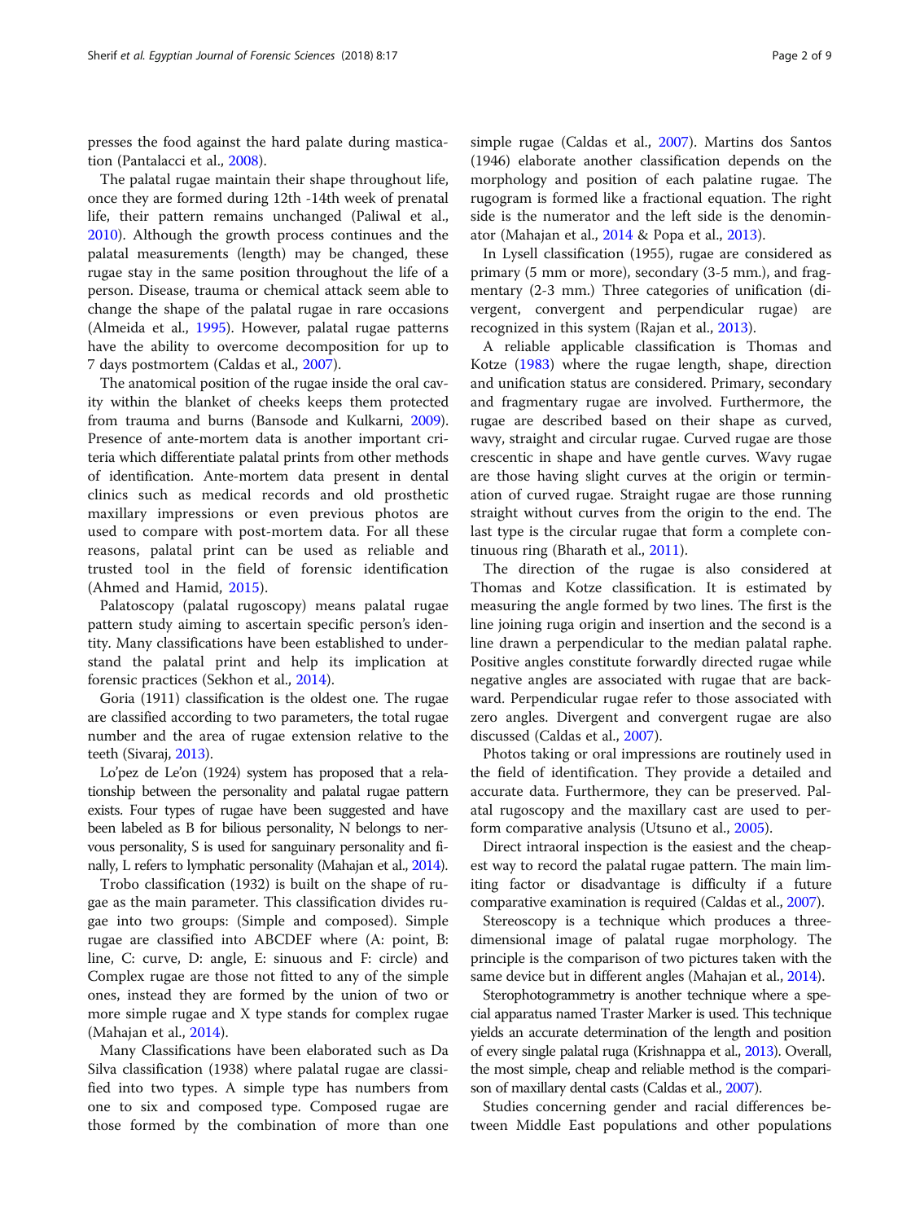presses the food against the hard palate during mastication (Pantalacci et al., 2008).

The palatal rugae maintain their shape throughout life, once they are formed during 12th -14th week of prenatal life, their pattern remains unchanged (Paliwal et al., 2010). Although the growth process continues and the palatal measurements (length) may be changed, these rugae stay in the same position throughout the life of a person. Disease, trauma or chemical attack seem able to change the shape of the palatal rugae in rare occasions (Almeida et al., 1995). However, palatal rugae patterns have the ability to overcome decomposition for up to 7 days postmortem (Caldas et al., 2007).

The anatomical position of the rugae inside the oral cavity within the blanket of cheeks keeps them protected from trauma and burns (Bansode and Kulkarni, 2009). Presence of ante-mortem data is another important criteria which differentiate palatal prints from other methods of identification. Ante-mortem data present in dental clinics such as medical records and old prosthetic maxillary impressions or even previous photos are used to compare with post-mortem data. For all these reasons, palatal print can be used as reliable and trusted tool in the field of forensic identification (Ahmed and Hamid, 2015).

Palatoscopy (palatal rugoscopy) means palatal rugae pattern study aiming to ascertain specific person's identity. Many classifications have been established to understand the palatal print and help its implication at forensic practices (Sekhon et al., 2014).

Goria (1911) classification is the oldest one. The rugae are classified according to two parameters, the total rugae number and the area of rugae extension relative to the teeth (Sivaraj, 2013).

Lo'pez de Le'on (1924) system has proposed that a relationship between the personality and palatal rugae pattern exists. Four types of rugae have been suggested and have been labeled as B for bilious personality, N belongs to nervous personality, S is used for sanguinary personality and finally, L refers to lymphatic personality (Mahajan et al., 2014).

Trobo classification (1932) is built on the shape of rugae as the main parameter. This classification divides rugae into two groups: (Simple and composed). Simple rugae are classified into ABCDEF where (A: point, B: line, C: curve, D: angle, E: sinuous and F: circle) and Complex rugae are those not fitted to any of the simple ones, instead they are formed by the union of two or more simple rugae and X type stands for complex rugae (Mahajan et al., 2014).

Many Classifications have been elaborated such as Da Silva classification (1938) where palatal rugae are classified into two types. A simple type has numbers from one to six and composed type. Composed rugae are those formed by the combination of more than one simple rugae (Caldas et al., 2007). Martins dos Santos (1946) elaborate another classification depends on the morphology and position of each palatine rugae. The rugogram is formed like a fractional equation. The right side is the numerator and the left side is the denominator (Mahajan et al., 2014 & Popa et al., 2013).

In Lysell classification (1955), rugae are considered as primary (5 mm or more), secondary (3-5 mm.), and fragmentary (2-3 mm.) Three categories of unification (divergent, convergent and perpendicular rugae) are recognized in this system (Rajan et al., 2013).

A reliable applicable classification is Thomas and Kotze (1983) where the rugae length, shape, direction and unification status are considered. Primary, secondary and fragmentary rugae are involved. Furthermore, the rugae are described based on their shape as curved, wavy, straight and circular rugae. Curved rugae are those crescentic in shape and have gentle curves. Wavy rugae are those having slight curves at the origin or termination of curved rugae. Straight rugae are those running straight without curves from the origin to the end. The last type is the circular rugae that form a complete continuous ring (Bharath et al., 2011).

The direction of the rugae is also considered at Thomas and Kotze classification. It is estimated by measuring the angle formed by two lines. The first is the line joining ruga origin and insertion and the second is a line drawn a perpendicular to the median palatal raphe. Positive angles constitute forwardly directed rugae while negative angles are associated with rugae that are backward. Perpendicular rugae refer to those associated with zero angles. Divergent and convergent rugae are also discussed (Caldas et al., 2007).

Photos taking or oral impressions are routinely used in the field of identification. They provide a detailed and accurate data. Furthermore, they can be preserved. Palatal rugoscopy and the maxillary cast are used to perform comparative analysis (Utsuno et al., 2005).

Direct intraoral inspection is the easiest and the cheapest way to record the palatal rugae pattern. The main limiting factor or disadvantage is difficulty if a future comparative examination is required (Caldas et al., 2007).

Stereoscopy is a technique which produces a three-dimensional image of palatal rugae morphology. The principle is the comparison of two pictures taken with the same device but in different angles (Mahajan et al., 2014).

Sterophotogrammetry is another technique where a special apparatus named Traster Marker is used. This technique yields an accurate determination of the length and position of every single palatal ruga (Krishnappa et al., 2013). Overall, the most simple, cheap and reliable method is the comparison of maxillary dental casts (Caldas et al., 2007).

Studies concerning gender and racial differences between Middle East populations and other populations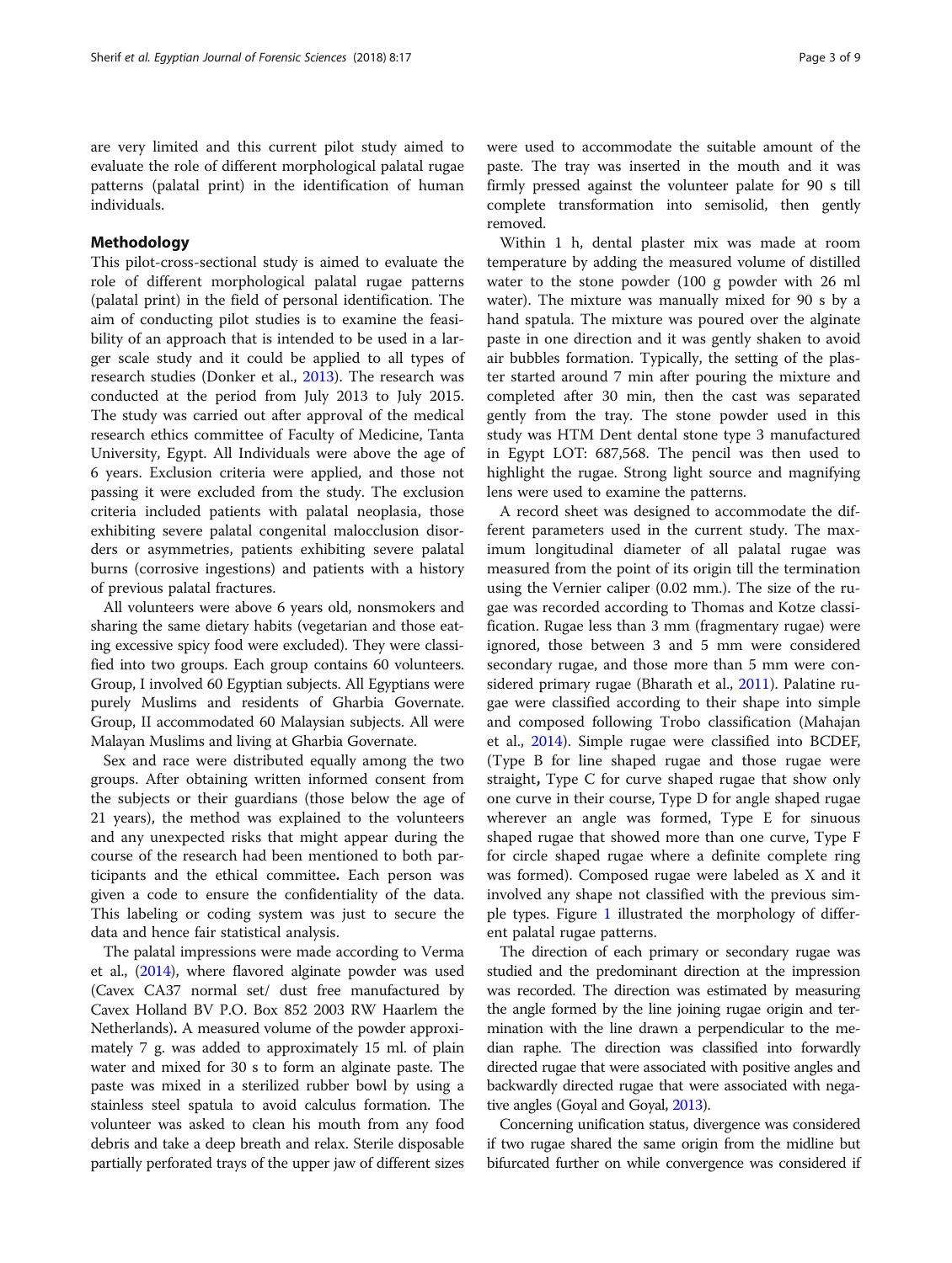are very limited and this current pilot study aimed to evaluate the role of different morphological palatal rugae patterns (palatal print) in the identification of human individuals.

## Methodology

This pilot-cross-sectional study is aimed to evaluate the role of different morphological palatal rugae patterns (palatal print) in the field of personal identification. The aim of conducting pilot studies is to examine the feasibility of an approach that is intended to be used in a larger scale study and it could be applied to all types of research studies (Donker et al., 2013). The research was conducted at the period from July 2013 to July 2015. The study was carried out after approval of the medical research ethics committee of Faculty of Medicine, Tanta University, Egypt. All Individuals were above the age of 6 years. Exclusion criteria were applied, and those not passing it were excluded from the study. The exclusion criteria included patients with palatal neoplasia, those exhibiting severe palatal congenital malocclusion disorders or asymmetries, patients exhibiting severe palatal burns (corrosive ingestions) and patients with a history of previous palatal fractures.

All volunteers were above 6 years old, nonsmokers and sharing the same dietary habits (vegetarian and those eating excessive spicy food were excluded). They were classified into two groups. Each group contains 60 volunteers. Group, I involved 60 Egyptian subjects. All Egyptians were purely Muslims and residents of Gharbia Governate. Group, II accommodated 60 Malaysian subjects. All were Malayan Muslims and living at Gharbia Governate.

Sex and race were distributed equally among the two groups. After obtaining written informed consent from the subjects or their guardians (those below the age of 21 years), the method was explained to the volunteers and any unexpected risks that might appear during the course of the research had been mentioned to both participants and the ethical committee. Each person was given a code to ensure the confidentiality of the data. This labeling or coding system was just to secure the data and hence fair statistical analysis.

The palatal impressions were made according to Verma et al., (2014), where flavored alginate powder was used (Cavex CA37 normal set/ dust free manufactured by Cavex Holland BV P.O. Box 852 2003 RW Haarlem the Netherlands). A measured volume of the powder approximately 7 g. was added to approximately 15 ml. of plain water and mixed for 30 s to form an alginate paste. The paste was mixed in a sterilized rubber bowl by using a stainless steel spatula to avoid calculus formation. The volunteer was asked to clean his mouth from any food debris and take a deep breath and relax. Sterile disposable partially perforated trays of the upper jaw of different sizes were used to accommodate the suitable amount of the paste. The tray was inserted in the mouth and it was firmly pressed against the volunteer palate for 90 s till complete transformation into semisolid, then gently removed.

Within 1 h, dental plaster mix was made at room temperature by adding the measured volume of distilled water to the stone powder (100 g powder with 26 ml water). The mixture was manually mixed for 90 s by a hand spatula. The mixture was poured over the alginate paste in one direction and it was gently shaken to avoid air bubbles formation. Typically, the setting of the plaster started around 7 min after pouring the mixture and completed after 30 min, then the cast was separated gently from the tray. The stone powder used in this study was HTM Dent dental stone type 3 manufactured in Egypt LOT: 687,568. The pencil was then used to highlight the rugae. Strong light source and magnifying lens were used to examine the patterns.

A record sheet was designed to accommodate the different parameters used in the current study. The maximum longitudinal diameter of all palatal rugae was measured from the point of its origin till the termination using the Vernier caliper (0.02 mm.). The size of the rugae was recorded according to Thomas and Kotze classification. Rugae less than 3 mm (fragmentary rugae) were ignored, those between 3 and 5 mm were considered secondary rugae, and those more than 5 mm were considered primary rugae (Bharath et al., 2011). Palatine rugae were classified according to their shape into simple and composed following Trobo classification (Mahajan et al., 2014). Simple rugae were classified into BCDEF, (Type B for line shaped rugae and those rugae were straight, Type C for curve shaped rugae that show only one curve in their course, Type D for angle shaped rugae wherever an angle was formed, Type E for sinuous shaped rugae that showed more than one curve, Type F for circle shaped rugae where a definite complete ring was formed). Composed rugae were labeled as X and it involved any shape not classified with the previous simple types. Figure 1 illustrated the morphology of different palatal rugae patterns.

The direction of each primary or secondary rugae was studied and the predominant direction at the impression was recorded. The direction was estimated by measuring the angle formed by the line joining rugae origin and termination with the line drawn a perpendicular to the median raphe. The direction was classified into forwardly directed rugae that were associated with positive angles and backwardly directed rugae that were associated with negative angles (Goyal and Goyal, 2013).

Concerning unification status, divergence was considered if two rugae shared the same origin from the midline but bifurcated further on while convergence was considered if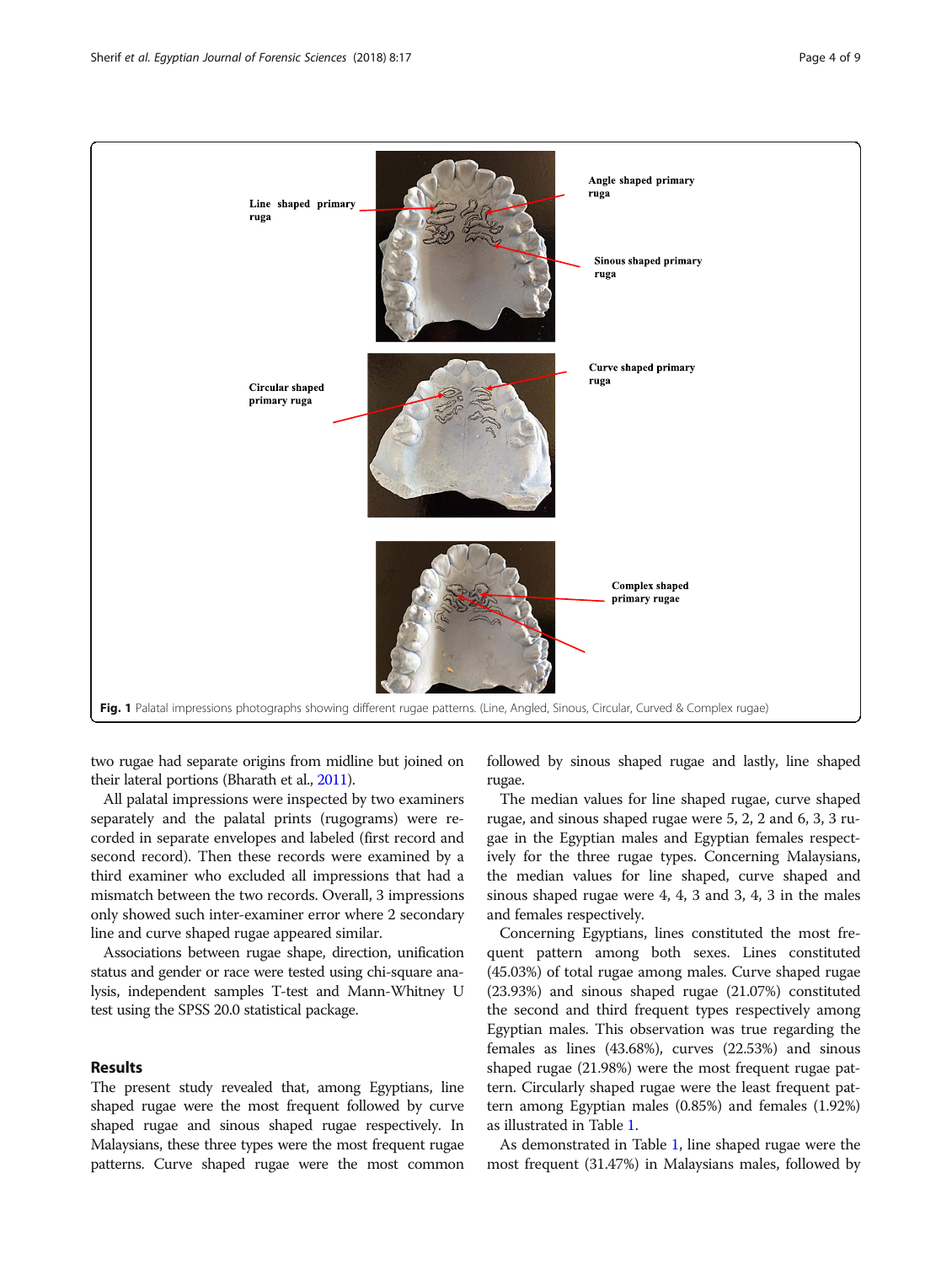Fig. 1 Palatal impressions photographs showing different rugae patterns. (Line, Angled, Sinous, Circular, Curved & Complex rugae)

two rugae had separate origins from midline but joined on their lateral portions (Bharath et al., 2011).

All palatal impressions were inspected by two examiners separately and the palatal prints (rugograms) were recorded in separate envelopes and labeled (first record and second record). Then these records were examined by a third examiner who excluded all impressions that had a mismatch between the two records. Overall, 3 impressions only showed such inter-examiner error where 2 secondary line and curve shaped rugae appeared similar.

Associations between rugae shape, direction, unification status and gender or race were tested using chi-square analysis, independent samples T-test and Mann-Whitney U test using the SPSS 20.0 statistical package.

## Results

The present study revealed that, among Egyptians, line shaped rugae were the most frequent followed by curve shaped rugae and sinous shaped rugae respectively. In Malaysians, these three types were the most frequent rugae patterns. Curve shaped rugae were the most common followed by sinous shaped rugae and lastly, line shaped rugae.

The median values for line shaped rugae, curve shaped rugae, and sinous shaped rugae were 5, 2, 2 and 6, 3, 3 rugae in the Egyptian males and Egyptian females respectively for the three rugae types. Concerning Malaysians, the median values for line shaped, curve shaped and sinous shaped rugae were 4, 4, 3 and 3, 4, 3 in the males and females respectively.

Concerning Egyptians, lines constituted the most frequent pattern among both sexes. Lines constituted (45.03%) of total rugae among males. Curve shaped rugae (23.93%) and sinous shaped rugae (21.07%) constituted the second and third frequent types respectively among Egyptian males. This observation was true regarding the females as lines (43.68%), curves (22.53%) and sinous shaped rugae (21.98%) were the most frequent rugae pattern. Circularly shaped rugae were the least frequent pattern among Egyptian males (0.85%) and females (1.92%) as illustrated in Table 1.

As demonstrated in Table 1, line shaped rugae were the most frequent (31.47%) in Malaysians males, followed by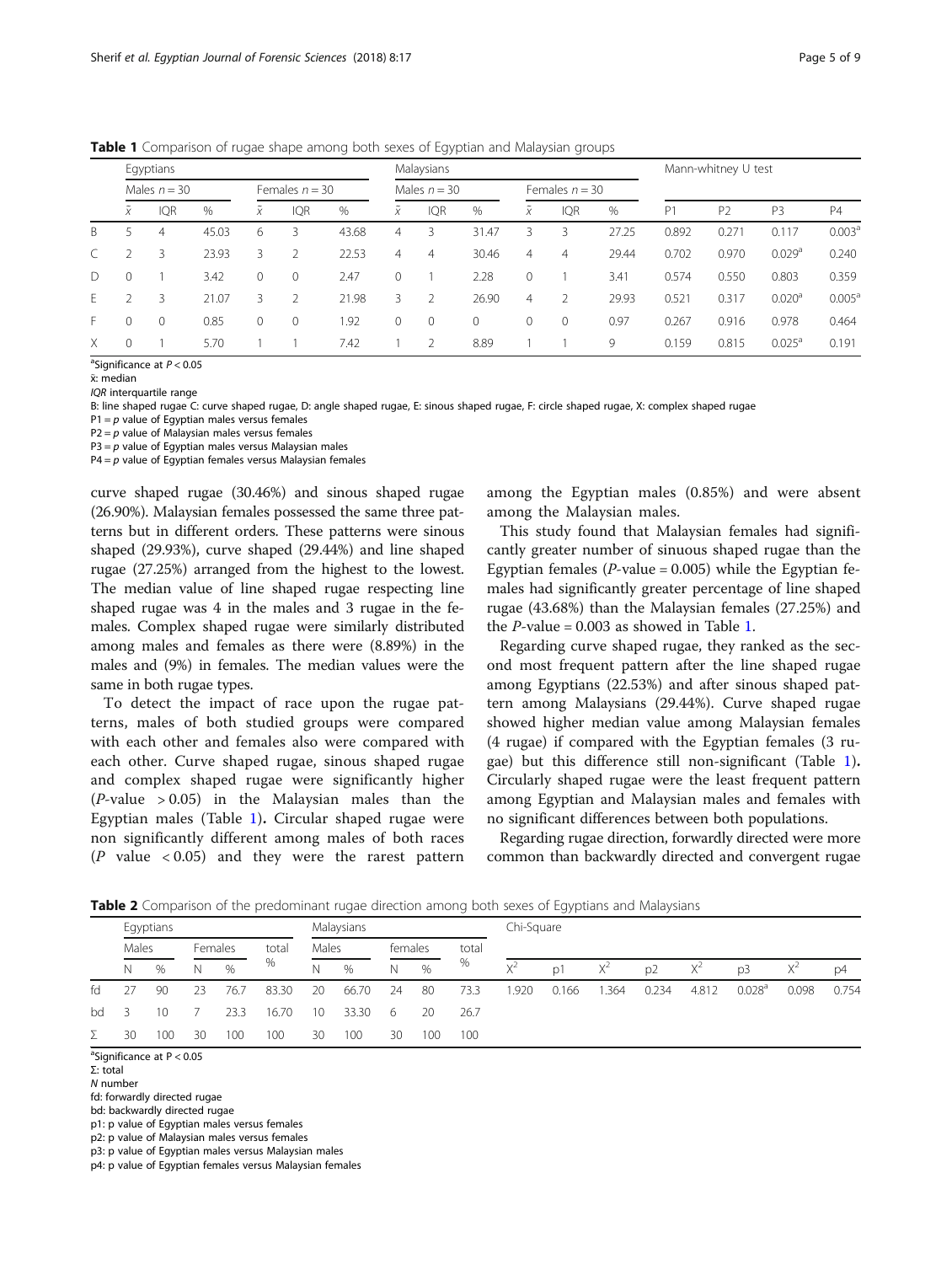**Table 1** Comparison of rugae shape among both sexes of Egyptian and Malaysian groups

| | Egyptians | | | | | | Malaysians | | | | | | Mann-whitney U test | | | |
|---|---|---|---|---|---|---|---|---|---|---|---|---|---|---|---|---|
| | Males $n = 30$ | | | Females $n = 30$ | | | Males $n = 30$ | | | Females $n = 30$ | | | | | | |
| | $\tilde{x}$ | IQR | % | $\tilde{x}$ | IQR | % | $\tilde{x}$ | IQR | % | $\tilde{x}$ | IQR | % | P1 | P2 | P3 | P4 |
| B | 5 | 4 | 45.03 | 6 | 3 | 43.68 | 4 | 3 | 31.47 | 3 | 3 | 27.25 | 0.892 | 0.271 | 0.117 | 0.003[a] |
| C | 2 | 3 | 23.93 | 3 | 2 | 22.53 | 4 | 4 | 30.46 | 4 | 4 | 29.44 | 0.702 | 0.970 | 0.029[a] | 0.240 |
| D | 0 | 1 | 3.42 | 0 | 0 | 2.47 | 0 | 1 | 2.28 | 0 | 1 | 3.41 | 0.574 | 0.550 | 0.803 | 0.359 |
| E | 2 | 3 | 21.07 | 3 | 2 | 21.98 | 3 | 2 | 26.90 | 4 | 2 | 29.93 | 0.521 | 0.317 | 0.020[a] | 0.005[a] |
| F | 0 | 0 | 0.85 | 0 | 0 | 1.92 | 0 | 0 | 0 | 0 | 0 | 0.97 | 0.267 | 0.916 | 0.978 | 0.464 |
| X | 0 | 1 | 5.70 | 1 | 1 | 7.42 | 1 | 2 | 8.89 | 1 | 1 | 9 | 0.159 | 0.815 | 0.025[a] | 0.191 |

[a]Significance at $P < 0.05$
$\tilde{x}$: median
*IQR* interquartile range
B: line shaped rugae C: curve shaped rugae, D: angle shaped rugae, E: sinous shaped rugae, F: circle shaped rugae, X: complex shaped rugae
P1 = *p* value of Egyptian males versus females
P2 = *p* value of Malaysian males versus females
P3 = *p* value of Egyptian males versus Malaysian males
P4 = *p* value of Egyptian females versus Malaysian females

curve shaped rugae (30.46%) and sinous shaped rugae (26.90%). Malaysian females possessed the same three patterns but in different orders. These patterns were sinous shaped (29.93%), curve shaped (29.44%) and line shaped rugae (27.25%) arranged from the highest to the lowest. The median value of line shaped rugae respecting line shaped rugae was 4 in the males and 3 rugae in the females. Complex shaped rugae were similarly distributed among males and females as there were (8.89%) in the males and (9%) in females. The median values were the same in both rugae types.

To detect the impact of race upon the rugae patterns, males of both studied groups were compared with each other and females also were compared with each other. Curve shaped rugae, sinous shaped rugae and complex shaped rugae were significantly higher (*P*-value $> 0.05$) in the Malaysian males than the Egyptian males (Table 1). Circular shaped rugae were non significantly different among males of both races (*P* value $< 0.05$) and they were the rarest pattern among the Egyptian males (0.85%) and were absent among the Malaysian males.

This study found that Malaysian females had significantly greater number of sinuous shaped rugae than the Egyptian females (*P*-value = 0.005) while the Egyptian females had significantly greater percentage of line shaped rugae (43.68%) than the Malaysian females (27.25%) and the *P*-value = 0.003 as showed in Table 1.

Regarding curve shaped rugae, they ranked as the second most frequent pattern after the line shaped rugae among Egyptians (22.53%) and after sinous shaped pattern among Malaysians (29.44%). Curve shaped rugae showed higher median value among Malaysian females (4 rugae) if compared with the Egyptian females (3 rugae) but this difference still non-significant (Table 1). Circularly shaped rugae were the least frequent pattern among Egyptian and Malaysian males and females with no significant differences between both populations.

Regarding rugae direction, forwardly directed were more common than backwardly directed and convergent rugae

**Table 2** Comparison of the predominant rugae direction among both sexes of Egyptians and Malaysians

| | Egyptians | | | | | Malaysians | | | | | Chi-Square | | | | | | | |
|---|---|---|---|---|---|---|---|---|---|---|---|---|---|---|---|---|---|---|
| | Males | | Females | | total | Males | | females | | total | | | | | | | | |
| | N | % | N | % | % | N | % | N | % | % | $X^2$ | p1 | $X^2$ | p2 | $X^2$ | p3 | $X^2$ | p4 |
| fd | 27 | 90 | 23 | 76.7 | 83.30 | 20 | 66.70 | 24 | 80 | 73.3 | 1.920 | 0.166 | 1.364 | 0.234 | 4.812 | 0.028[a] | 0.098 | 0.754 |
| bd | 3 | 10 | 7 | 23.3 | 16.70 | 10 | 33.30 | 6 | 20 | 26.7 | | | | | | | | |
| Σ | 30 | 100 | 30 | 100 | 100 | 30 | 100 | 30 | 100 | 100 | | | | | | | | |

[a]Significance at P < 0.05
Σ: total
*N* number
fd: forwardly directed rugae
bd: backwardly directed rugae
p1: p value of Egyptian males versus females
p2: p value of Malaysian males versus females
p3: p value of Egyptian males versus Malaysian males
p4: p value of Egyptian females versus Malaysian females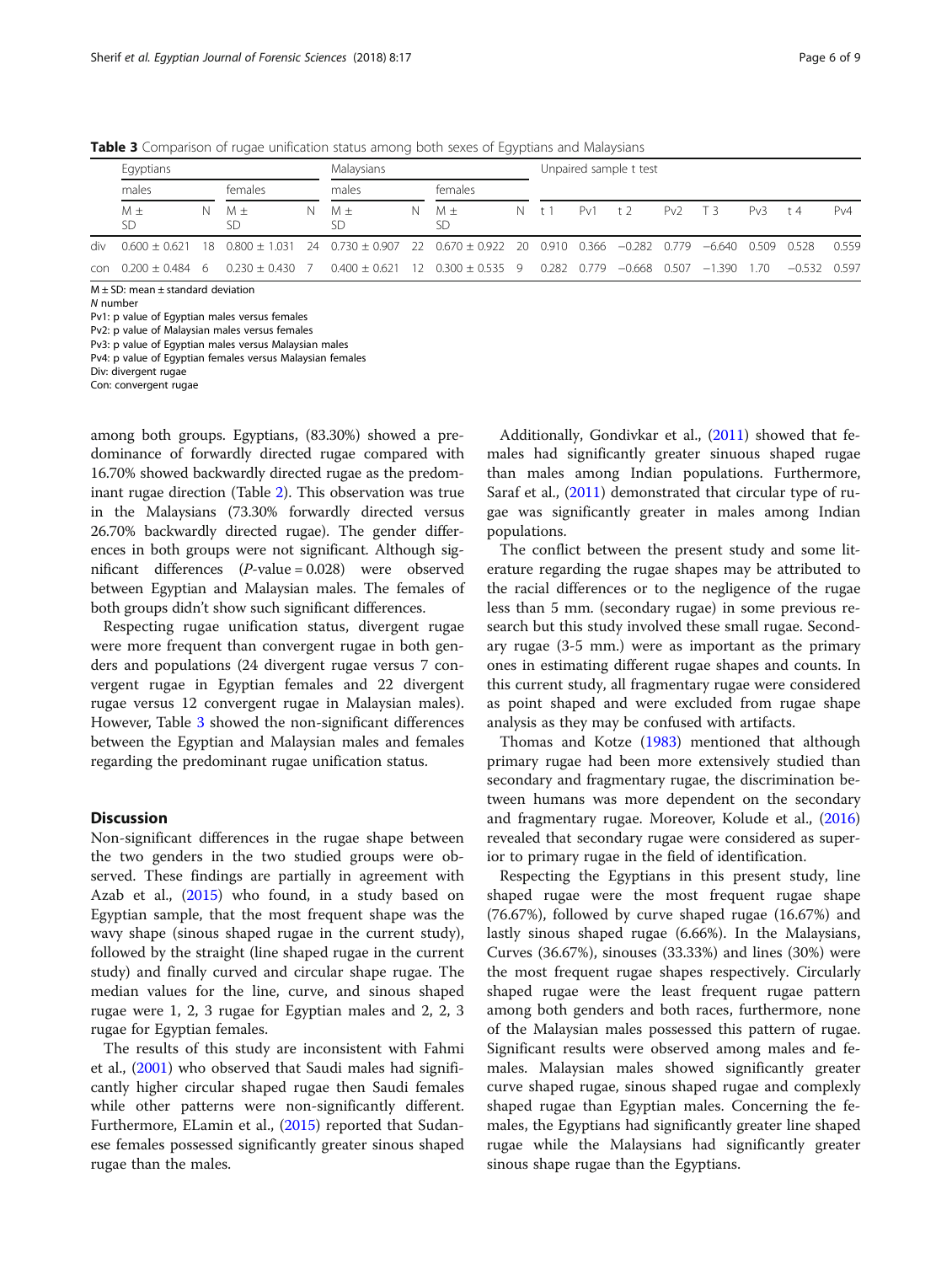**Table 3** Comparison of rugae unification status among both sexes of Egyptians and Malaysians

| | Egyptians | | | | Malaysians | | | | Unpaired sample t test | | | | | | | |
|---|---|---|---|---|---|---|---|---|---|---|---|---|---|---|---|---|
| | males | | females | | males | | females | | | | | | | | | |
| | M ± SD | N | M ± SD | N | M ± SD | N | M ± SD | N | t 1 | Pv1 | t 2 | Pv2 | T 3 | Pv3 | t 4 | Pv4 |
| div | 0.600 ± 0.621 | 18 | 0.800 ± 1.031 | 24 | 0.730 ± 0.907 | 22 | 0.670 ± 0.922 | 20 | 0.910 | 0.366 | −0.282 | 0.779 | −6.640 | 0.509 | 0.528 | 0.559 |
| con | 0.200 ± 0.484 | 6 | 0.230 ± 0.430 | 7 | 0.400 ± 0.621 | 12 | 0.300 ± 0.535 | 9 | 0.282 | 0.779 | −0.668 | 0.507 | −1.390 | 1.70 | −0.532 | 0.597 |

M ± SD: mean ± standard deviation
*N* number
Pv1: p value of Egyptian males versus females
Pv2: p value of Malaysian males versus females
Pv3: p value of Egyptian males versus Malaysian males
Pv4: p value of Egyptian females versus Malaysian females
Div: divergent rugae
Con: convergent rugae

among both groups. Egyptians, (83.30%) showed a predominance of forwardly directed rugae compared with 16.70% showed backwardly directed rugae as the predominant rugae direction (Table 2). This observation was true in the Malaysians (73.30% forwardly directed versus 26.70% backwardly directed rugae). The gender differences in both groups were not significant. Although significant differences (*P*-value = 0.028) were observed between Egyptian and Malaysian males. The females of both groups didn't show such significant differences.

Respecting rugae unification status, divergent rugae were more frequent than convergent rugae in both genders and populations (24 divergent rugae versus 7 convergent rugae in Egyptian females and 22 divergent rugae versus 12 convergent rugae in Malaysian males). However, Table 3 showed the non-significant differences between the Egyptian and Malaysian males and females regarding the predominant rugae unification status.

## Discussion

Non-significant differences in the rugae shape between the two genders in the two studied groups were observed. These findings are partially in agreement with Azab et al., (2015) who found, in a study based on Egyptian sample, that the most frequent shape was the wavy shape (sinous shaped rugae in the current study), followed by the straight (line shaped rugae in the current study) and finally curved and circular shape rugae. The median values for the line, curve, and sinous shaped rugae were 1, 2, 3 rugae for Egyptian males and 2, 2, 3 rugae for Egyptian females.

The results of this study are inconsistent with Fahmi et al., (2001) who observed that Saudi males had significantly higher circular shaped rugae then Saudi females while other patterns were non-significantly different. Furthermore, ELamin et al., (2015) reported that Sudanese females possessed significantly greater sinous shaped rugae than the males.

Additionally, Gondivkar et al., (2011) showed that females had significantly greater sinuous shaped rugae than males among Indian populations. Furthermore, Saraf et al., (2011) demonstrated that circular type of rugae was significantly greater in males among Indian populations.

The conflict between the present study and some literature regarding the rugae shapes may be attributed to the racial differences or to the negligence of the rugae less than 5 mm. (secondary rugae) in some previous research but this study involved these small rugae. Secondary rugae (3-5 mm.) were as important as the primary ones in estimating different rugae shapes and counts. In this current study, all fragmentary rugae were considered as point shaped and were excluded from rugae shape analysis as they may be confused with artifacts.

Thomas and Kotze (1983) mentioned that although primary rugae had been more extensively studied than secondary and fragmentary rugae, the discrimination between humans was more dependent on the secondary and fragmentary rugae. Moreover, Kolude et al., (2016) revealed that secondary rugae were considered as superior to primary rugae in the field of identification.

Respecting the Egyptians in this present study, line shaped rugae were the most frequent rugae shape (76.67%), followed by curve shaped rugae (16.67%) and lastly sinous shaped rugae (6.66%). In the Malaysians, Curves (36.67%), sinouses (33.33%) and lines (30%) were the most frequent rugae shapes respectively. Circularly shaped rugae were the least frequent rugae pattern among both genders and both races, furthermore, none of the Malaysian males possessed this pattern of rugae. Significant results were observed among males and females. Malaysian males showed significantly greater curve shaped rugae, sinous shaped rugae and complexly shaped rugae than Egyptian males. Concerning the females, the Egyptians had significantly greater line shaped rugae while the Malaysians had significantly greater sinous shape rugae than the Egyptians.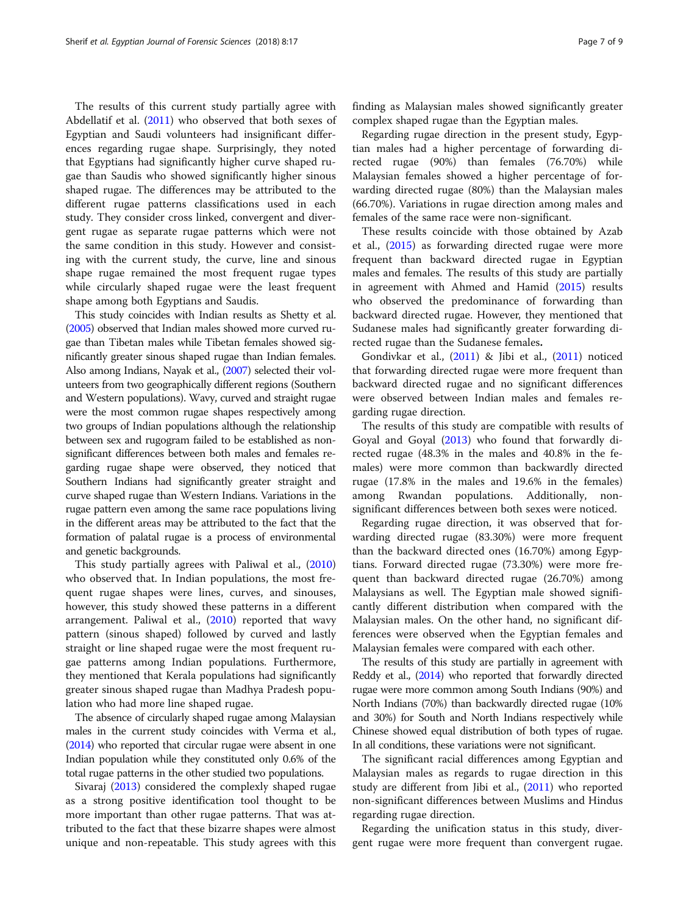The results of this current study partially agree with Abdellatif et al. (2011) who observed that both sexes of Egyptian and Saudi volunteers had insignificant differences regarding rugae shape. Surprisingly, they noted that Egyptians had significantly higher curve shaped rugae than Saudis who showed significantly higher sinous shaped rugae. The differences may be attributed to the different rugae patterns classifications used in each study. They consider cross linked, convergent and divergent rugae as separate rugae patterns which were not the same condition in this study. However and consisting with the current study, the curve, line and sinous shape rugae remained the most frequent rugae types while circularly shaped rugae were the least frequent shape among both Egyptians and Saudis.

This study coincides with Indian results as Shetty et al. (2005) observed that Indian males showed more curved rugae than Tibetan males while Tibetan females showed significantly greater sinous shaped rugae than Indian females. Also among Indians, Nayak et al., (2007) selected their volunteers from two geographically different regions (Southern and Western populations). Wavy, curved and straight rugae were the most common rugae shapes respectively among two groups of Indian populations although the relationship between sex and rugogram failed to be established as non-significant differences between both males and females regarding rugae shape were observed, they noticed that Southern Indians had significantly greater straight and curve shaped rugae than Western Indians. Variations in the rugae pattern even among the same race populations living in the different areas may be attributed to the fact that the formation of palatal rugae is a process of environmental and genetic backgrounds.

This study partially agrees with Paliwal et al., (2010) who observed that. In Indian populations, the most frequent rugae shapes were lines, curves, and sinouses, however, this study showed these patterns in a different arrangement. Paliwal et al., (2010) reported that wavy pattern (sinous shaped) followed by curved and lastly straight or line shaped rugae were the most frequent rugae patterns among Indian populations. Furthermore, they mentioned that Kerala populations had significantly greater sinous shaped rugae than Madhya Pradesh population who had more line shaped rugae.

The absence of circularly shaped rugae among Malaysian males in the current study coincides with Verma et al., (2014) who reported that circular rugae were absent in one Indian population while they constituted only 0.6% of the total rugae patterns in the other studied two populations.

Sivaraj (2013) considered the complexly shaped rugae as a strong positive identification tool thought to be more important than other rugae patterns. That was attributed to the fact that these bizarre shapes were almost unique and non-repeatable. This study agrees with this finding as Malaysian males showed significantly greater complex shaped rugae than the Egyptian males.

Regarding rugae direction in the present study, Egyptian males had a higher percentage of forwarding directed rugae (90%) than females (76.70%) while Malaysian females showed a higher percentage of forwarding directed rugae (80%) than the Malaysian males (66.70%). Variations in rugae direction among males and females of the same race were non-significant.

These results coincide with those obtained by Azab et al., (2015) as forwarding directed rugae were more frequent than backward directed rugae in Egyptian males and females. The results of this study are partially in agreement with Ahmed and Hamid (2015) results who observed the predominance of forwarding than backward directed rugae. However, they mentioned that Sudanese males had significantly greater forwarding directed rugae than the Sudanese females**.**

Gondivkar et al., (2011) & Jibi et al., (2011) noticed that forwarding directed rugae were more frequent than backward directed rugae and no significant differences were observed between Indian males and females regarding rugae direction.

The results of this study are compatible with results of Goyal and Goyal (2013) who found that forwardly directed rugae (48.3% in the males and 40.8% in the females) were more common than backwardly directed rugae (17.8% in the males and 19.6% in the females) among Rwandan populations. Additionally, non-significant differences between both sexes were noticed.

Regarding rugae direction, it was observed that forwarding directed rugae (83.30%) were more frequent than the backward directed ones (16.70%) among Egyptians. Forward directed rugae (73.30%) were more frequent than backward directed rugae (26.70%) among Malaysians as well. The Egyptian male showed significantly different distribution when compared with the Malaysian males. On the other hand, no significant differences were observed when the Egyptian females and Malaysian females were compared with each other.

The results of this study are partially in agreement with Reddy et al., (2014) who reported that forwardly directed rugae were more common among South Indians (90%) and North Indians (70%) than backwardly directed rugae (10% and 30%) for South and North Indians respectively while Chinese showed equal distribution of both types of rugae. In all conditions, these variations were not significant.

The significant racial differences among Egyptian and Malaysian males as regards to rugae direction in this study are different from Jibi et al., (2011) who reported non-significant differences between Muslims and Hindus regarding rugae direction.

Regarding the unification status in this study, divergent rugae were more frequent than convergent rugae.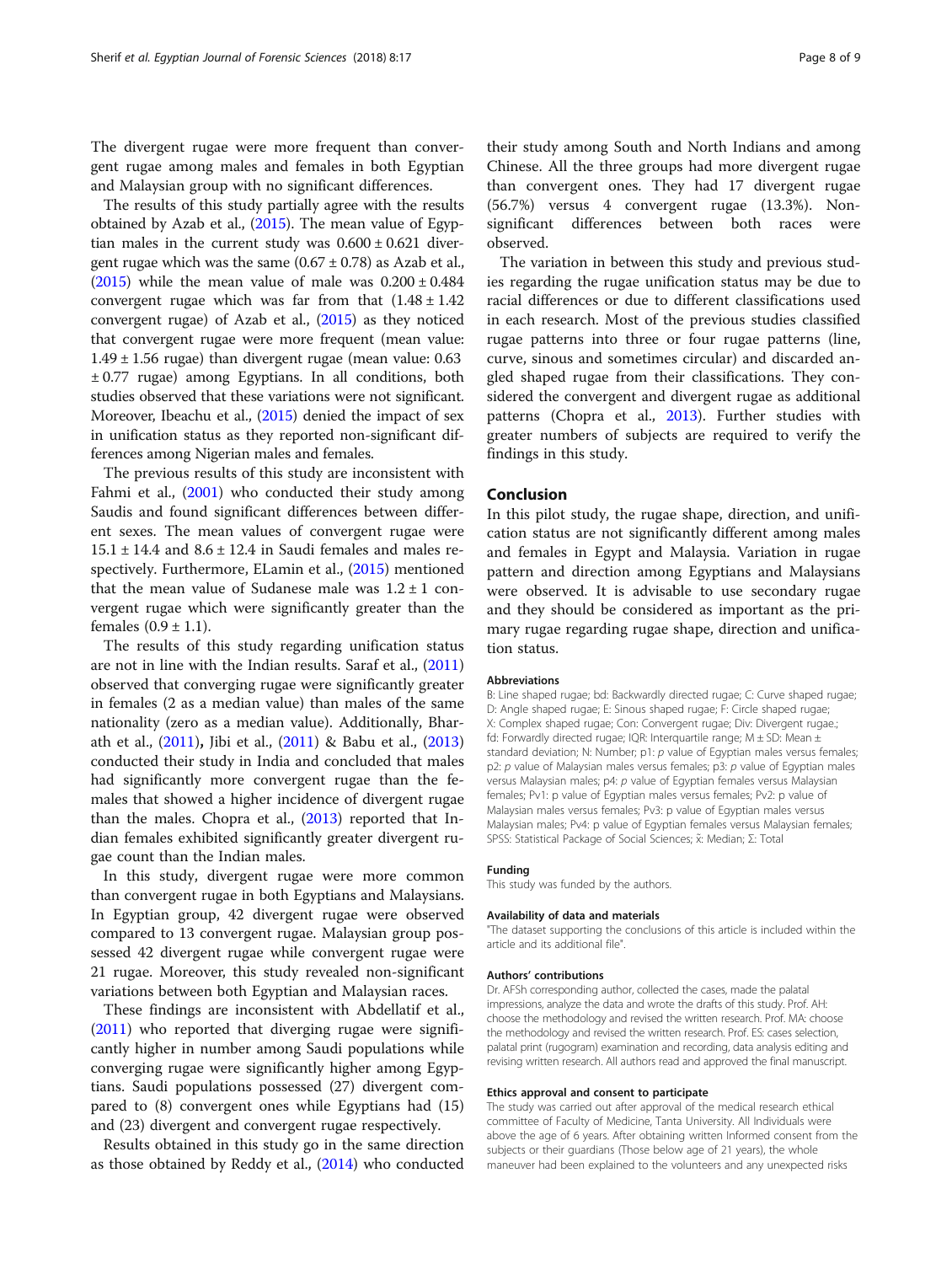The divergent rugae were more frequent than convergent rugae among males and females in both Egyptian and Malaysian group with no significant differences.

The results of this study partially agree with the results obtained by Azab et al., (2015). The mean value of Egyptian males in the current study was 0.600 ± 0.621 divergent rugae which was the same (0.67 ± 0.78) as Azab et al., (2015) while the mean value of male was 0.200 ± 0.484 convergent rugae which was far from that (1.48 ± 1.42 convergent rugae) of Azab et al., (2015) as they noticed that convergent rugae were more frequent (mean value: 1.49 ± 1.56 rugae) than divergent rugae (mean value: 0.63 ± 0.77 rugae) among Egyptians. In all conditions, both studies observed that these variations were not significant. Moreover, Ibeachu et al., (2015) denied the impact of sex in unification status as they reported non-significant differences among Nigerian males and females.

The previous results of this study are inconsistent with Fahmi et al., (2001) who conducted their study among Saudis and found significant differences between different sexes. The mean values of convergent rugae were 15.1 ± 14.4 and 8.6 ± 12.4 in Saudi females and males respectively. Furthermore, ELamin et al., (2015) mentioned that the mean value of Sudanese male was 1.2 ± 1 convergent rugae which were significantly greater than the females (0.9 ± 1.1).

The results of this study regarding unification status are not in line with the Indian results. Saraf et al., (2011) observed that converging rugae were significantly greater in females (2 as a median value) than males of the same nationality (zero as a median value). Additionally, Bharath et al., (2011), Jibi et al., (2011) & Babu et al., (2013) conducted their study in India and concluded that males had significantly more convergent rugae than the females that showed a higher incidence of divergent rugae than the males. Chopra et al., (2013) reported that Indian females exhibited significantly greater divergent rugae count than the Indian males.

In this study, divergent rugae were more common than convergent rugae in both Egyptians and Malaysians. In Egyptian group, 42 divergent rugae were observed compared to 13 convergent rugae. Malaysian group possessed 42 divergent rugae while convergent rugae were 21 rugae. Moreover, this study revealed non-significant variations between both Egyptian and Malaysian races.

These findings are inconsistent with Abdellatif et al., (2011) who reported that diverging rugae were significantly higher in number among Saudi populations while converging rugae were significantly higher among Egyptians. Saudi populations possessed (27) divergent compared to (8) convergent ones while Egyptians had (15) and (23) divergent and convergent rugae respectively.

Results obtained in this study go in the same direction as those obtained by Reddy et al., (2014) who conducted their study among South and North Indians and among Chinese. All the three groups had more divergent rugae than convergent ones. They had 17 divergent rugae (56.7%) versus 4 convergent rugae (13.3%). Non-significant differences between both races were observed.

The variation in between this study and previous studies regarding the rugae unification status may be due to racial differences or due to different classifications used in each research. Most of the previous studies classified rugae patterns into three or four rugae patterns (line, curve, sinous and sometimes circular) and discarded angled shaped rugae from their classifications. They considered the convergent and divergent rugae as additional patterns (Chopra et al., 2013). Further studies with greater numbers of subjects are required to verify the findings in this study.

## Conclusion

In this pilot study, the rugae shape, direction, and unification status are not significantly different among males and females in Egypt and Malaysia. Variation in rugae pattern and direction among Egyptians and Malaysians were observed. It is advisable to use secondary rugae and they should be considered as important as the primary rugae regarding rugae shape, direction and unification status.

#### Abbreviations

B: Line shaped rugae; bd: Backwardly directed rugae; C: Curve shaped rugae; D: Angle shaped rugae; E: Sinous shaped rugae; F: Circle shaped rugae; X: Complex shaped rugae; Con: Convergent rugae; Div: Divergent rugae.; fd: Forwardly directed rugae; IQR: Interquartile range; M ± SD: Mean ± standard deviation; N: Number; p1: *p* value of Egyptian males versus females; p2: *p* value of Malaysian males versus females; p3: *p* value of Egyptian males versus Malaysian males; p4: *p* value of Egyptian females versus Malaysian females; Pv1: p value of Egyptian males versus females; Pv2: p value of Malaysian males versus females; Pv3: p value of Egyptian males versus Malaysian males; Pv4: p value of Egyptian females versus Malaysian females; SPSS: Statistical Package of Social Sciences; $\tilde{x}$: Median; Σ: Total

#### Funding

This study was funded by the authors.

#### Availability of data and materials

"The dataset supporting the conclusions of this article is included within the article and its additional file".

#### Authors' contributions

Dr. AFSh corresponding author, collected the cases, made the palatal impressions, analyze the data and wrote the drafts of this study. Prof. AH: choose the methodology and revised the written research. Prof. MA: choose the methodology and revised the written research. Prof. ES: cases selection, palatal print (rugogram) examination and recording, data analysis editing and revising written research. All authors read and approved the final manuscript.

#### Ethics approval and consent to participate

The study was carried out after approval of the medical research ethical committee of Faculty of Medicine, Tanta University. All Individuals were above the age of 6 years. After obtaining written Informed consent from the subjects or their guardians (Those below age of 21 years), the whole maneuver had been explained to the volunteers and any unexpected risks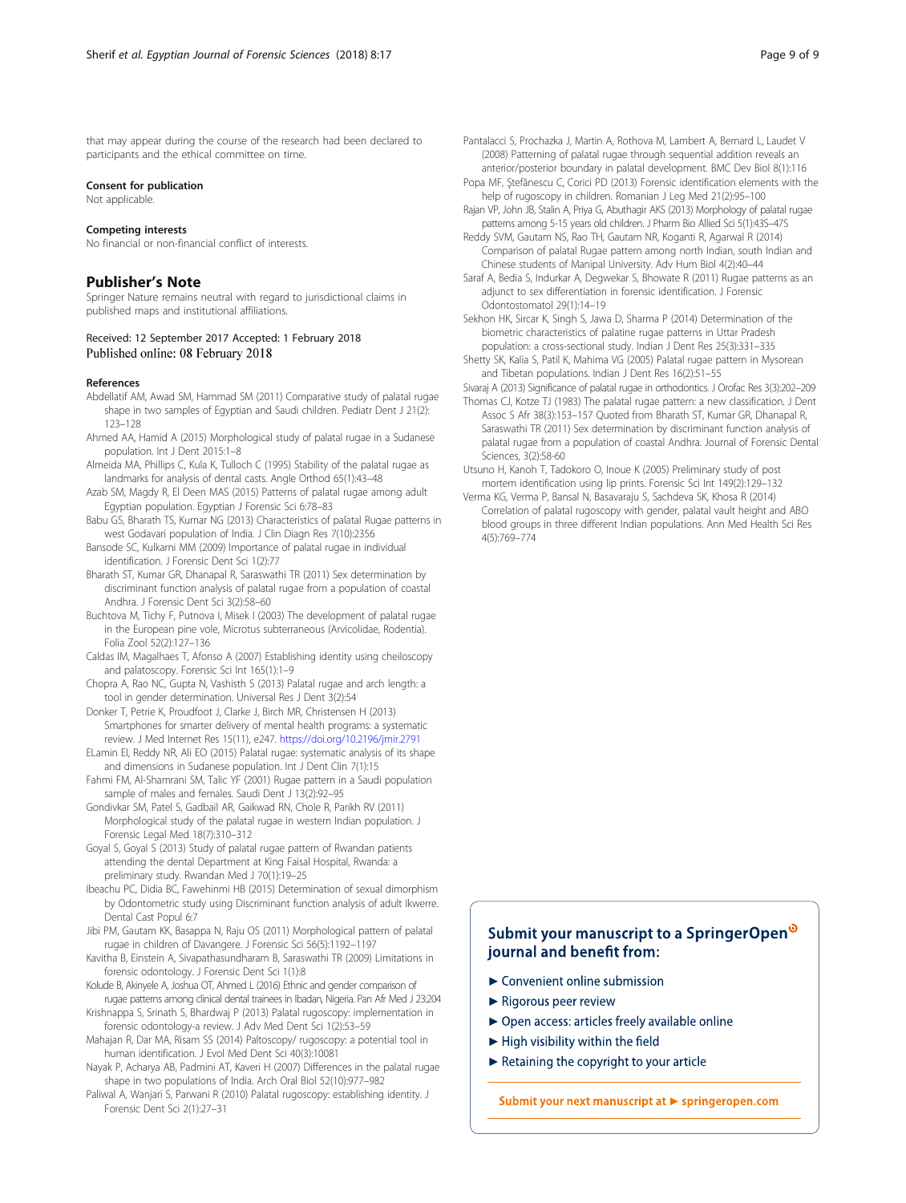that may appear during the course of the research had been declared to participants and the ethical committee on time.

#### Consent for publication
Not applicable.

#### Competing interests
No financial or non-financial conflict of interests.

## Publisher's Note
Springer Nature remains neutral with regard to jurisdictional claims in published maps and institutional affiliations.

Received: 12 September 2017 Accepted: 1 February 2018
Published online: 08 February 2018

#### References
Abdellatif AM, Awad SM, Hammad SM (2011) Comparative study of palatal rugae shape in two samples of Egyptian and Saudi children. Pediatr Dent J 21(2): 123–128

Ahmed AA, Hamid A (2015) Morphological study of palatal rugae in a Sudanese population. Int J Dent 2015:1–8

Almeida MA, Phillips C, Kula K, Tulloch C (1995) Stability of the palatal rugae as landmarks for analysis of dental casts. Angle Orthod 65(1):43–48

Azab SM, Magdy R, El Deen MAS (2015) Patterns of palatal rugae among adult Egyptian population. Egyptian J Forensic Sci 6:78–83

Babu GS, Bharath TS, Kumar NG (2013) Characteristics of palatal Rugae patterns in west Godavari population of India. J Clin Diagn Res 7(10):2356

Bansode SC, Kulkarni MM (2009) Importance of palatal rugae in individual identification. J Forensic Dent Sci 1(2):77

Bharath ST, Kumar GR, Dhanapal R, Saraswathi TR (2011) Sex determination by discriminant function analysis of palatal rugae from a population of coastal Andhra. J Forensic Dent Sci 3(2):58–60

Buchtova M, Tichy F, Putnova I, Misek I (2003) The development of palatal rugae in the European pine vole, Microtus subterraneous (Arvicolidae, Rodentia). Folia Zool 52(2):127–136

Caldas IM, Magalhaes T, Afonso A (2007) Establishing identity using cheiloscopy and palatoscopy. Forensic Sci Int 165(1):1–9

Chopra A, Rao NC, Gupta N, Vashisth S (2013) Palatal rugae and arch length: a tool in gender determination. Universal Res J Dent 3(2):54

Donker T, Petrie K, Proudfoot J, Clarke J, Birch MR, Christensen H (2013) Smartphones for smarter delivery of mental health programs: a systematic review. J Med Internet Res 15(11), e247. https://doi.org/10.2196/jmir.2791

ELamin EI, Reddy NR, Ali EO (2015) Palatal rugae: systematic analysis of its shape and dimensions in Sudanese population. Int J Dent Clin 7(1):15

Fahmi FM, Al-Shamrani SM, Talic YF (2001) Rugae pattern in a Saudi population sample of males and females. Saudi Dent J 13(2):92–95

Gondivkar SM, Patel S, Gadbail AR, Gaikwad RN, Chole R, Parikh RV (2011) Morphological study of the palatal rugae in western Indian population. J Forensic Legal Med 18(7):310–312

Goyal S, Goyal S (2013) Study of palatal rugae pattern of Rwandan patients attending the dental Department at King Faisal Hospital, Rwanda: a preliminary study. Rwandan Med J 70(1):19–25

Ibeachu PC, Didia BC, Fawehinmi HB (2015) Determination of sexual dimorphism by Odontometric study using Discriminant function analysis of adult Ikwerre. Dental Cast Popul 6:7

Jibi PM, Gautam KK, Basappa N, Raju OS (2011) Morphological pattern of palatal rugae in children of Davangere. J Forensic Sci 56(5):1192–1197

Kavitha B, Einstein A, Sivapathasundharam B, Saraswathi TR (2009) Limitations in forensic odontology. J Forensic Dent Sci 1(1):8

Kolude B, Akinyele A, Joshua OT, Ahmed L (2016) Ethnic and gender comparison of rugae patterns among clinical dental trainees in Ibadan, Nigeria. Pan Afr Med J 23:204

Krishnappa S, Srinath S, Bhardwaj P (2013) Palatal rugoscopy: implementation in forensic odontology-a review. J Adv Med Dent Sci 1(2):53–59

Mahajan R, Dar MA, Risam SS (2014) Paltoscopy/ rugoscopy: a potential tool in human identification. J Evol Med Dent Sci 40(3):10081

Nayak P, Acharya AB, Padmini AT, Kaveri H (2007) Differences in the palatal rugae shape in two populations of India. Arch Oral Biol 52(10):977–982

Paliwal A, Wanjari S, Parwani R (2010) Palatal rugoscopy: establishing identity. J Forensic Dent Sci 2(1):27–31

Pantalacci S, Prochazka J, Martin A, Rothova M, Lambert A, Bernard L, Laudet V (2008) Patterning of palatal rugae through sequential addition reveals an anterior/posterior boundary in palatal development. BMC Dev Biol 8(1):116

Popa MF, Ştefănescu C, Corici PD (2013) Forensic identification elements with the help of rugoscopy in children. Romanian J Leg Med 21(2):95–100

Rajan VP, John JB, Stalin A, Priya G, Abuthagir AKS (2013) Morphology of palatal rugae patterns among 5-15 years old children. J Pharm Bio Allied Sci 5(1):43S–47S

Reddy SVM, Gautam NS, Rao TH, Gautam NR, Koganti R, Agarwal R (2014) Comparison of palatal Rugae pattern among north Indian, south Indian and Chinese students of Manipal University. Adv Hum Biol 4(2):40–44

Saraf A, Bedia S, Indurkar A, Degwekar S, Bhowate R (2011) Rugae patterns as an adjunct to sex differentiation in forensic identification. J Forensic Odontostomatol 29(1):14–19

Sekhon HK, Sircar K, Singh S, Jawa D, Sharma P (2014) Determination of the biometric characteristics of palatine rugae patterns in Uttar Pradesh population: a cross-sectional study. Indian J Dent Res 25(3):331–335

Shetty SK, Kalia S, Patil K, Mahima VG (2005) Palatal rugae pattern in Mysorean and Tibetan populations. Indian J Dent Res 16(2):51–55

Sivaraj A (2013) Significance of palatal rugae in orthodontics. J Orofac Res 3(3):202–209

Thomas CJ, Kotze TJ (1983) The palatal rugae pattern: a new classification. J Dent Assoc S Afr 38(3):153–157 Quoted from Bharath ST, Kumar GR, Dhanapal R, Saraswathi TR (2011) Sex determination by discriminant function analysis of palatal rugae from a population of coastal Andhra. Journal of Forensic Dental Sciences, 3(2):58-60

Utsuno H, Kanoh T, Tadokoro O, Inoue K (2005) Preliminary study of post mortem identification using lip prints. Forensic Sci Int 149(2):129–132

Verma KG, Verma P, Bansal N, Basavaraju S, Sachdeva SK, Khosa R (2014) Correlation of palatal rugoscopy with gender, palatal vault height and ABO blood groups in three different Indian populations. Ann Med Health Sci Res 4(5):769–774

**Submit your manuscript to a SpringerOpen journal and benefit from:**

- ► Convenient online submission
- ► Rigorous peer review
- ► Open access: articles freely available online
- ► High visibility within the field
- ► Retaining the copyright to your article

Submit your next manuscript at ► springeropen.com